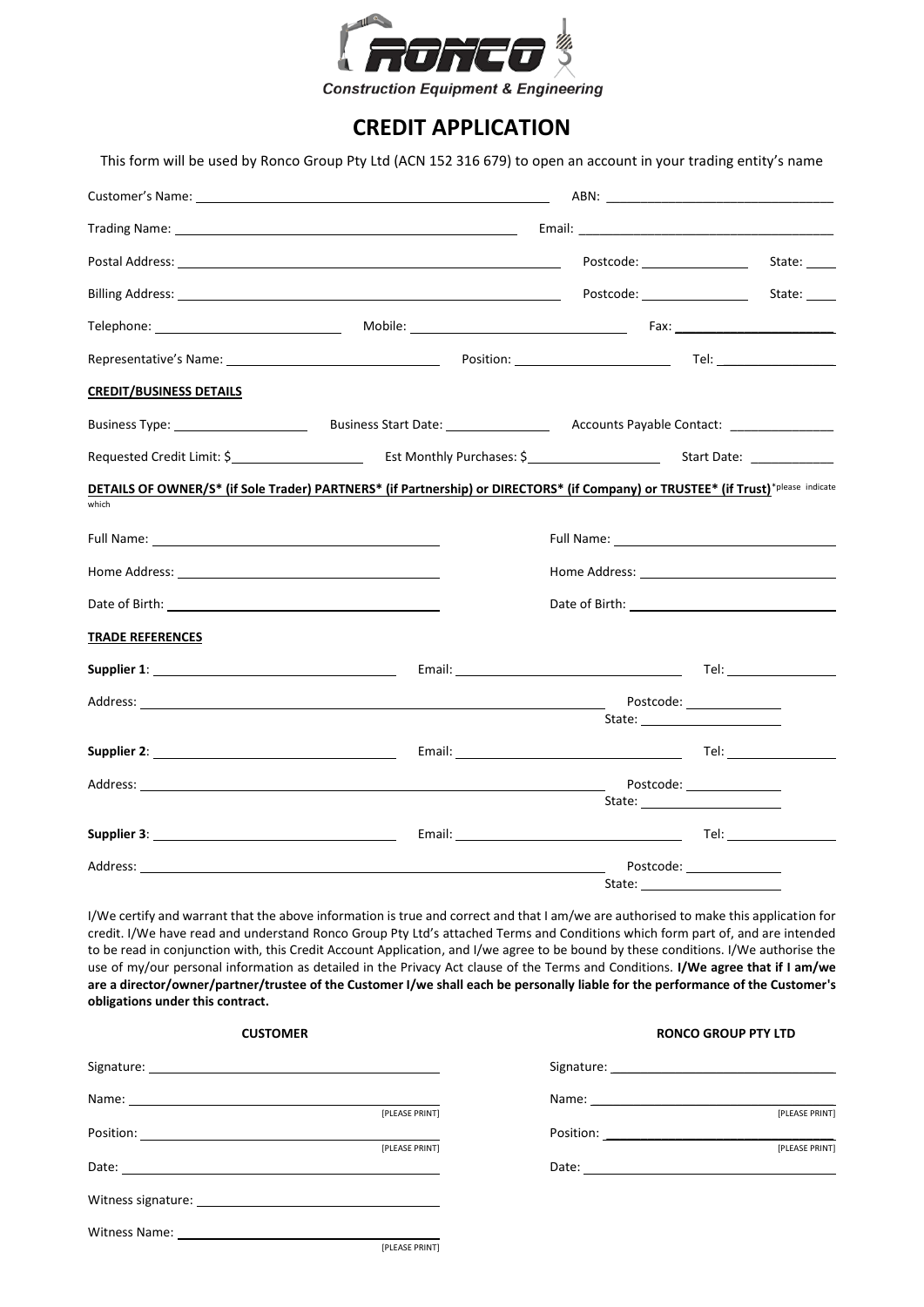RONCO

Construction Equipment & Engineering

# CREDIT APPLICATION

This form will be used by Ronco Group Pty Ltd (ACN 152 316 679) to open an account in your trading entity's name

Customer's Name: ______________________ ABN: ______________________

Trading Name: ______________________ Email: ______________________

Postal Address: ______________________ Postcode: __________ State: _____

Billing Address: ______________________ Postcode: __________ State: _____

Telephone: ______________ Mobile: ______________ Fax: ______________

Representative's Name: ______________ Position: ______________ Tel: ______________

**CREDIT/BUSINESS DETAILS**

Business Type: ______________ Business Start Date: ______________ Accounts Payable Contact: ______________

Requested Credit Limit: $______________ Est Monthly Purchases: $______________ Start Date: ______________

**DETAILS OF OWNER/S* (if Sole Trader) PARTNERS* (if Partnership) or DIRECTORS* (if Company) or TRUSTEE* (if Trust)** *please indicate which

Full Name: ______________________ Full Name: ______________________

Home Address: ______________________ Home Address: ______________________

Date of Birth: ______________________ Date of Birth: ______________________

**TRADE REFERENCES**

**Supplier 1**: ______________________ Email: ______________________ Tel: ______________

Address: ______________________ Postcode: ______________ State: ______________

**Supplier 2**: ______________________ Email: ______________________ Tel: ______________

Address: ______________________ Postcode: ______________ State: ______________

**Supplier 3**: ______________________ Email: ______________________ Tel: ______________

Address: ______________________ Postcode: ______________ State: ______________

I/We certify and warrant that the above information is true and correct and that I am/we are authorised to make this application for credit. I/We have read and understand Ronco Group Pty Ltd's attached Terms and Conditions which form part of, and are intended to be read in conjunction with, this Credit Account Application, and I/we agree to be bound by these conditions. I/We authorise the use of my/our personal information as detailed in the Privacy Act clause of the Terms and Conditions. **I/We agree that if I am/we are a director/owner/partner/trustee of the Customer I/we shall each be personally liable for the performance of the Customer's obligations under this contract.**

**CUSTOMER**

Signature: ______________________

Name: ______________________ [PLEASE PRINT]

Position: ______________________ [PLEASE PRINT]

Date: ______________________

Witness signature: ______________________

Witness Name: ______________________ [PLEASE PRINT]

**RONCO GROUP PTY LTD**

Signature: ______________________

Name: ______________________ [PLEASE PRINT]

Position: ______________________ [PLEASE PRINT]

Date: ______________________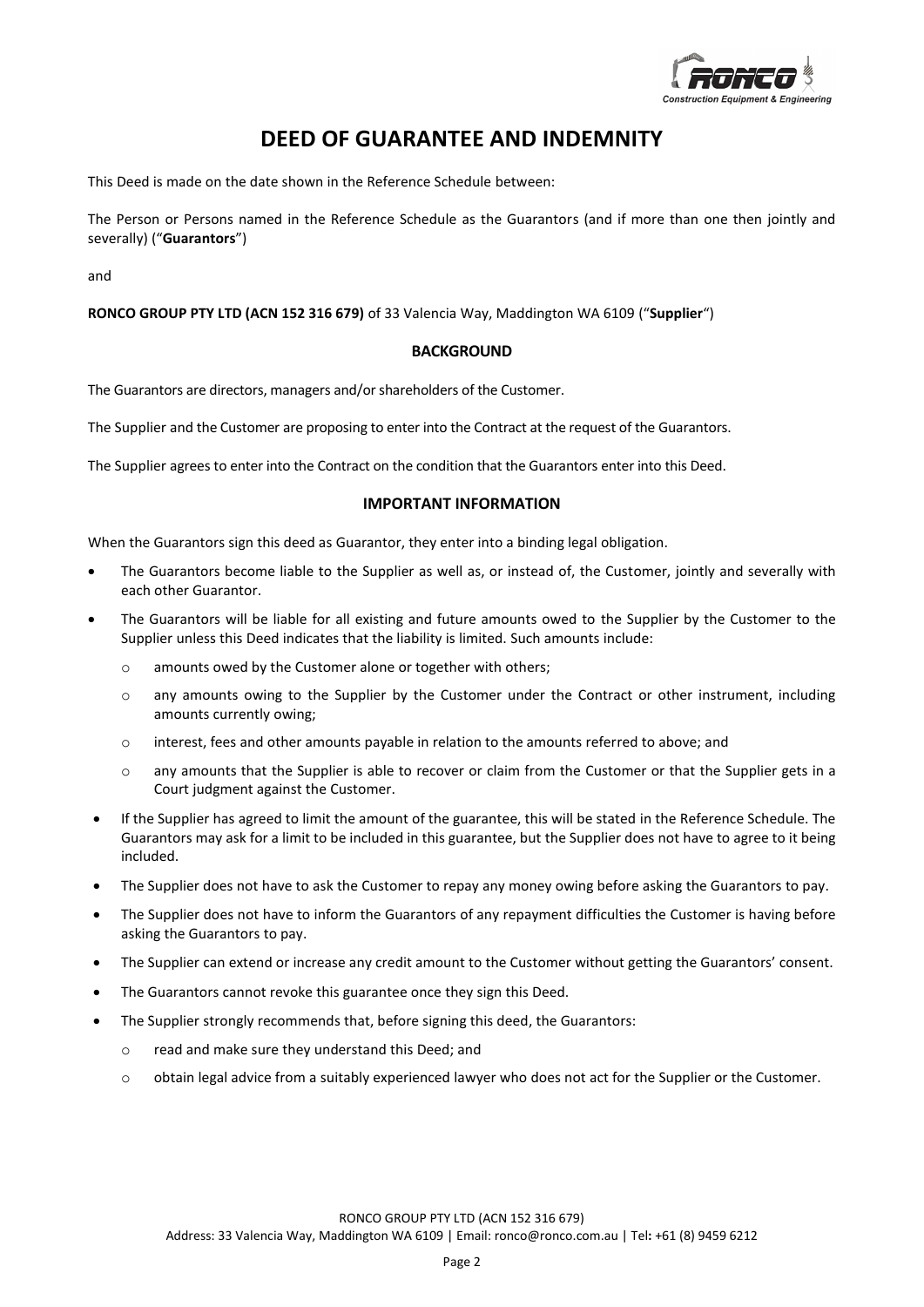# DEED OF GUARANTEE AND INDEMNITY

This Deed is made on the date shown in the Reference Schedule between:

The Person or Persons named in the Reference Schedule as the Guarantors (and if more than one then jointly and severally) ("**Guarantors**")

and

**RONCO GROUP PTY LTD (ACN 152 316 679)** of 33 Valencia Way, Maddington WA 6109 ("**Supplier**")

## BACKGROUND

The Guarantors are directors, managers and/or shareholders of the Customer.

The Supplier and the Customer are proposing to enter into the Contract at the request of the Guarantors.

The Supplier agrees to enter into the Contract on the condition that the Guarantors enter into this Deed.

## IMPORTANT INFORMATION

When the Guarantors sign this deed as Guarantor, they enter into a binding legal obligation.

- The Guarantors become liable to the Supplier as well as, or instead of, the Customer, jointly and severally with each other Guarantor.
- The Guarantors will be liable for all existing and future amounts owed to the Supplier by the Customer to the Supplier unless this Deed indicates that the liability is limited. Such amounts include:
  - amounts owed by the Customer alone or together with others;
  - any amounts owing to the Supplier by the Customer under the Contract or other instrument, including amounts currently owing;
  - interest, fees and other amounts payable in relation to the amounts referred to above; and
  - any amounts that the Supplier is able to recover or claim from the Customer or that the Supplier gets in a Court judgment against the Customer.
- If the Supplier has agreed to limit the amount of the guarantee, this will be stated in the Reference Schedule. The Guarantors may ask for a limit to be included in this guarantee, but the Supplier does not have to agree to it being included.
- The Supplier does not have to ask the Customer to repay any money owing before asking the Guarantors to pay.
- The Supplier does not have to inform the Guarantors of any repayment difficulties the Customer is having before asking the Guarantors to pay.
- The Supplier can extend or increase any credit amount to the Customer without getting the Guarantors' consent.
- The Guarantors cannot revoke this guarantee once they sign this Deed.
- The Supplier strongly recommends that, before signing this deed, the Guarantors:
  - read and make sure they understand this Deed; and
  - obtain legal advice from a suitably experienced lawyer who does not act for the Supplier or the Customer.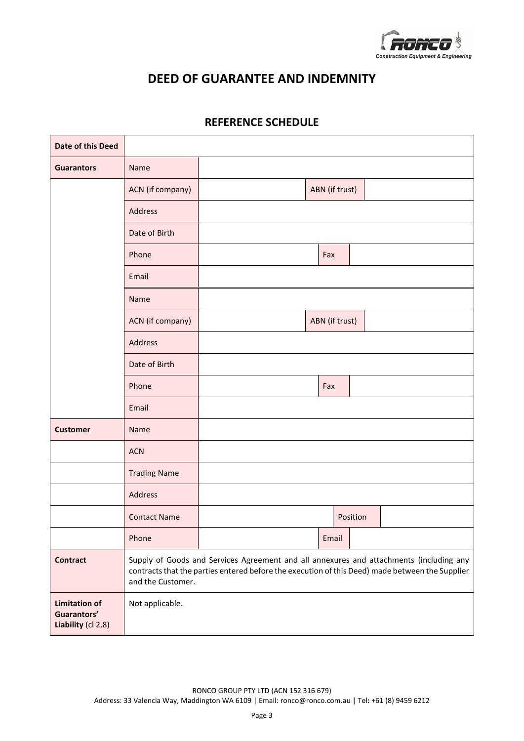# DEED OF GUARANTEE AND INDEMNITY

## REFERENCE SCHEDULE

| | | | | |
|---|---|---|---|---|
| **Date of this Deed** | | | | |
| **Guarantors** | Name | | | |
| | ACN (if company) | | ABN (if trust) | |
| | Address | | | |
| | Date of Birth | | | |
| | Phone | | Fax | |
| | Email | | | |
| | Name | | | |
| | ACN (if company) | | ABN (if trust) | |
| | Address | | | |
| | Date of Birth | | | |
| | Phone | | Fax | |
| | Email | | | |
| **Customer** | Name | | | |
| | ACN | | | |
| | Trading Name | | | |
| | Address | | | |
| | Contact Name | | Position | |
| | Phone | | Email | |
| **Contract** | Supply of Goods and Services Agreement and all annexures and attachments (including any contracts that the parties entered before the execution of this Deed) made between the Supplier and the Customer. | | | |
| **Limitation of Guarantors' Liability** (cl 2.8) | Not applicable. | | | |

RONCO GROUP PTY LTD (ACN 152 316 679)
Address: 33 Valencia Way, Maddington WA 6109 | Email: ronco@ronco.com.au | Tel: +61 (8) 9459 6212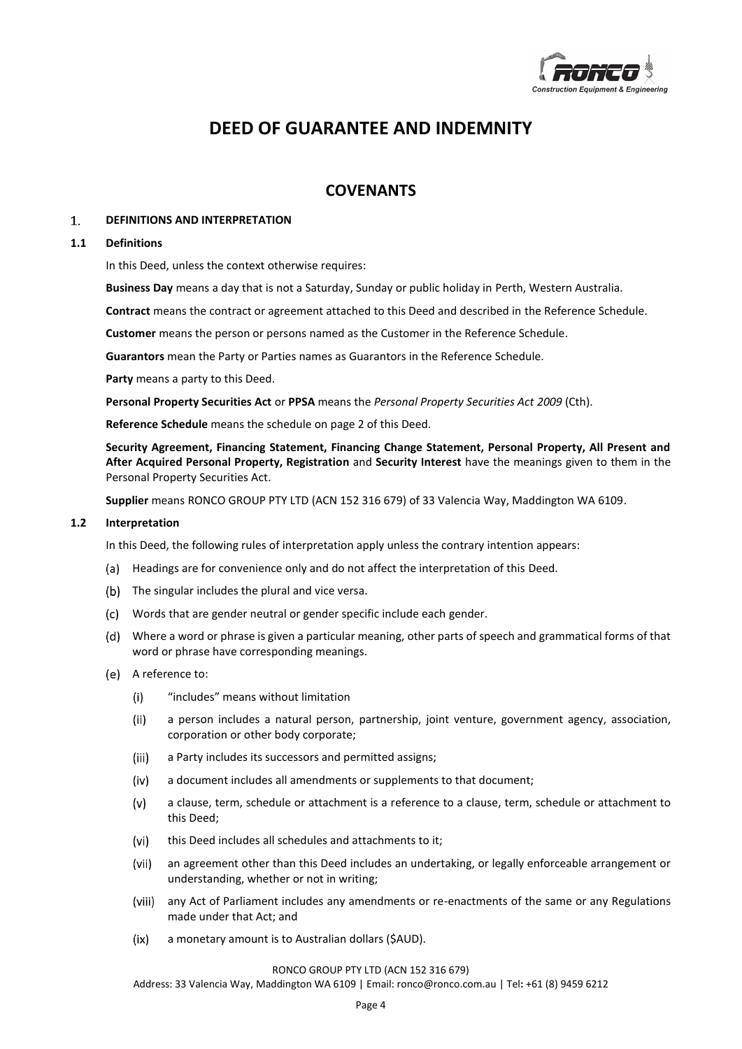# DEED OF GUARANTEE AND INDEMNITY

## COVENANTS

### 1. DEFINITIONS AND INTERPRETATION

#### 1.1 Definitions

In this Deed, unless the context otherwise requires:

**Business Day** means a day that is not a Saturday, Sunday or public holiday in Perth, Western Australia.

**Contract** means the contract or agreement attached to this Deed and described in the Reference Schedule.

**Customer** means the person or persons named as the Customer in the Reference Schedule.

**Guarantors** mean the Party or Parties names as Guarantors in the Reference Schedule.

**Party** means a party to this Deed.

**Personal Property Securities Act** or **PPSA** means the *Personal Property Securities Act 2009* (Cth).

**Reference Schedule** means the schedule on page 2 of this Deed.

**Security Agreement, Financing Statement, Financing Change Statement, Personal Property, All Present and After Acquired Personal Property, Registration** and **Security Interest** have the meanings given to them in the Personal Property Securities Act.

**Supplier** means RONCO GROUP PTY LTD (ACN 152 316 679) of 33 Valencia Way, Maddington WA 6109.

#### 1.2 Interpretation

In this Deed, the following rules of interpretation apply unless the contrary intention appears:

(a) Headings are for convenience only and do not affect the interpretation of this Deed.

(b) The singular includes the plural and vice versa.

(c) Words that are gender neutral or gender specific include each gender.

(d) Where a word or phrase is given a particular meaning, other parts of speech and grammatical forms of that word or phrase have corresponding meanings.

(e) A reference to:

  (i) "includes" means without limitation

  (ii) a person includes a natural person, partnership, joint venture, government agency, association, corporation or other body corporate;

  (iii) a Party includes its successors and permitted assigns;

  (iv) a document includes all amendments or supplements to that document;

  (v) a clause, term, schedule or attachment is a reference to a clause, term, schedule or attachment to this Deed;

  (vi) this Deed includes all schedules and attachments to it;

  (vii) an agreement other than this Deed includes an undertaking, or legally enforceable arrangement or understanding, whether or not in writing;

  (viii) any Act of Parliament includes any amendments or re-enactments of the same or any Regulations made under that Act; and

  (ix) a monetary amount is to Australian dollars ($AUD).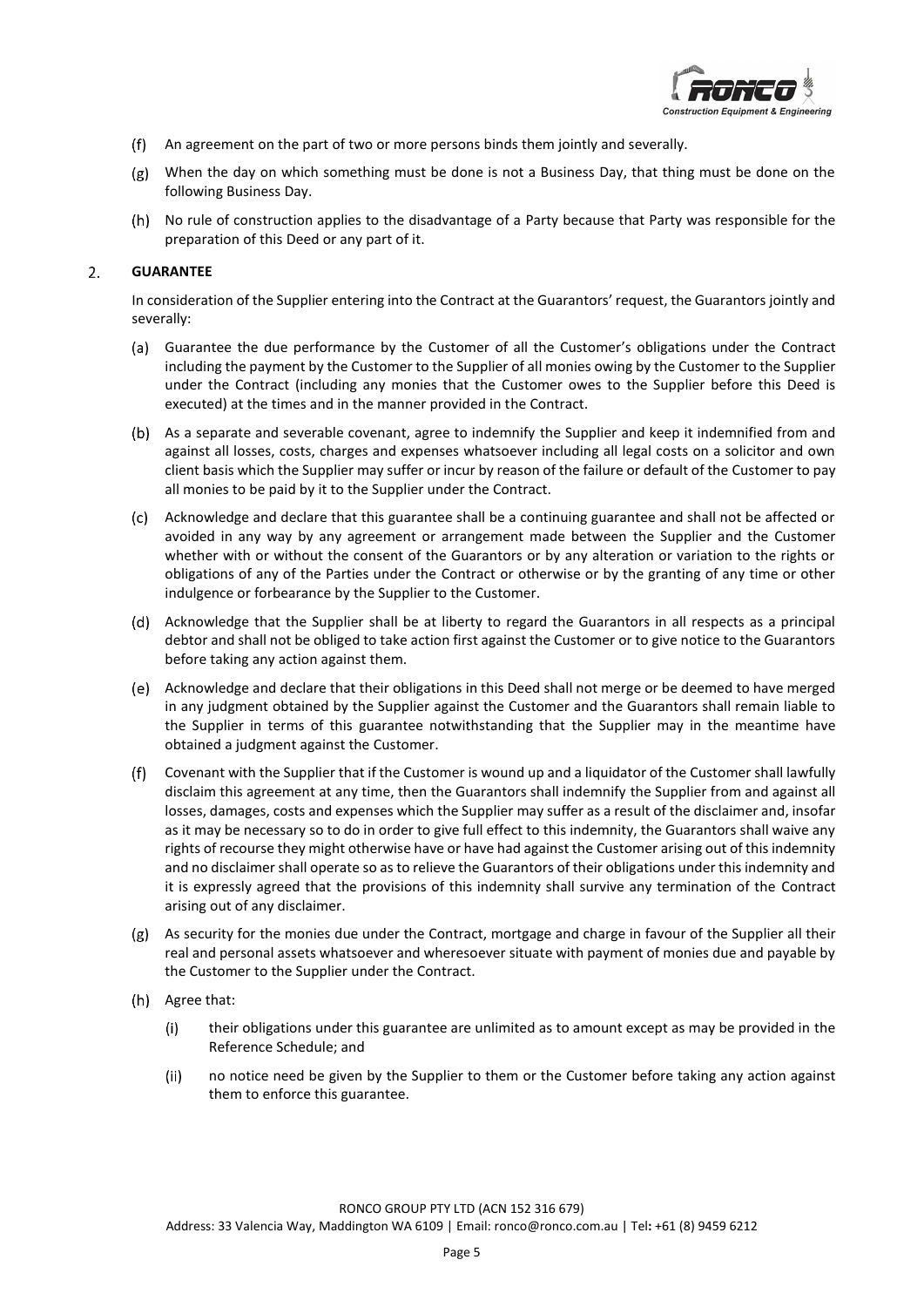(f) An agreement on the part of two or more persons binds them jointly and severally.

(g) When the day on which something must be done is not a Business Day, that thing must be done on the following Business Day.

(h) No rule of construction applies to the disadvantage of a Party because that Party was responsible for the preparation of this Deed or any part of it.

## 2. GUARANTEE

In consideration of the Supplier entering into the Contract at the Guarantors' request, the Guarantors jointly and severally:

(a) Guarantee the due performance by the Customer of all the Customer's obligations under the Contract including the payment by the Customer to the Supplier of all monies owing by the Customer to the Supplier under the Contract (including any monies that the Customer owes to the Supplier before this Deed is executed) at the times and in the manner provided in the Contract.

(b) As a separate and severable covenant, agree to indemnify the Supplier and keep it indemnified from and against all losses, costs, charges and expenses whatsoever including all legal costs on a solicitor and own client basis which the Supplier may suffer or incur by reason of the failure or default of the Customer to pay all monies to be paid by it to the Supplier under the Contract.

(c) Acknowledge and declare that this guarantee shall be a continuing guarantee and shall not be affected or avoided in any way by any agreement or arrangement made between the Supplier and the Customer whether with or without the consent of the Guarantors or by any alteration or variation to the rights or obligations of any of the Parties under the Contract or otherwise or by the granting of any time or other indulgence or forbearance by the Supplier to the Customer.

(d) Acknowledge that the Supplier shall be at liberty to regard the Guarantors in all respects as a principal debtor and shall not be obliged to take action first against the Customer or to give notice to the Guarantors before taking any action against them.

(e) Acknowledge and declare that their obligations in this Deed shall not merge or be deemed to have merged in any judgment obtained by the Supplier against the Customer and the Guarantors shall remain liable to the Supplier in terms of this guarantee notwithstanding that the Supplier may in the meantime have obtained a judgment against the Customer.

(f) Covenant with the Supplier that if the Customer is wound up and a liquidator of the Customer shall lawfully disclaim this agreement at any time, then the Guarantors shall indemnify the Supplier from and against all losses, damages, costs and expenses which the Supplier may suffer as a result of the disclaimer and, insofar as it may be necessary so to do in order to give full effect to this indemnity, the Guarantors shall waive any rights of recourse they might otherwise have or have had against the Customer arising out of this indemnity and no disclaimer shall operate so as to relieve the Guarantors of their obligations under this indemnity and it is expressly agreed that the provisions of this indemnity shall survive any termination of the Contract arising out of any disclaimer.

(g) As security for the monies due under the Contract, mortgage and charge in favour of the Supplier all their real and personal assets whatsoever and wheresoever situate with payment of monies due and payable by the Customer to the Supplier under the Contract.

(h) Agree that:

   (i) their obligations under this guarantee are unlimited as to amount except as may be provided in the Reference Schedule; and

   (ii) no notice need be given by the Supplier to them or the Customer before taking any action against them to enforce this guarantee.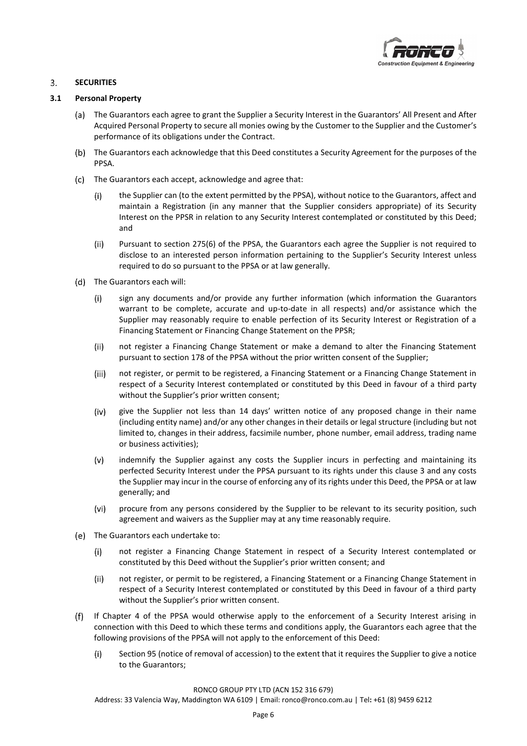## 3. SECURITIES

### 3.1 Personal Property

(a) The Guarantors each agree to grant the Supplier a Security Interest in the Guarantors' All Present and After Acquired Personal Property to secure all monies owing by the Customer to the Supplier and the Customer's performance of its obligations under the Contract.

(b) The Guarantors each acknowledge that this Deed constitutes a Security Agreement for the purposes of the PPSA.

(c) The Guarantors each accept, acknowledge and agree that:

(i) the Supplier can (to the extent permitted by the PPSA), without notice to the Guarantors, affect and maintain a Registration (in any manner that the Supplier considers appropriate) of its Security Interest on the PPSR in relation to any Security Interest contemplated or constituted by this Deed; and

(ii) Pursuant to section 275(6) of the PPSA, the Guarantors each agree the Supplier is not required to disclose to an interested person information pertaining to the Supplier's Security Interest unless required to do so pursuant to the PPSA or at law generally.

(d) The Guarantors each will:

(i) sign any documents and/or provide any further information (which information the Guarantors warrant to be complete, accurate and up-to-date in all respects) and/or assistance which the Supplier may reasonably require to enable perfection of its Security Interest or Registration of a Financing Statement or Financing Change Statement on the PPSR;

(ii) not register a Financing Change Statement or make a demand to alter the Financing Statement pursuant to section 178 of the PPSA without the prior written consent of the Supplier;

(iii) not register, or permit to be registered, a Financing Statement or a Financing Change Statement in respect of a Security Interest contemplated or constituted by this Deed in favour of a third party without the Supplier's prior written consent;

(iv) give the Supplier not less than 14 days' written notice of any proposed change in their name (including entity name) and/or any other changes in their details or legal structure (including but not limited to, changes in their address, facsimile number, phone number, email address, trading name or business activities);

(v) indemnify the Supplier against any costs the Supplier incurs in perfecting and maintaining its perfected Security Interest under the PPSA pursuant to its rights under this clause 3 and any costs the Supplier may incur in the course of enforcing any of its rights under this Deed, the PPSA or at law generally; and

(vi) procure from any persons considered by the Supplier to be relevant to its security position, such agreement and waivers as the Supplier may at any time reasonably require.

(e) The Guarantors each undertake to:

(i) not register a Financing Change Statement in respect of a Security Interest contemplated or constituted by this Deed without the Supplier's prior written consent; and

(ii) not register, or permit to be registered, a Financing Statement or a Financing Change Statement in respect of a Security Interest contemplated or constituted by this Deed in favour of a third party without the Supplier's prior written consent.

(f) If Chapter 4 of the PPSA would otherwise apply to the enforcement of a Security Interest arising in connection with this Deed to which these terms and conditions apply, the Guarantors each agree that the following provisions of the PPSA will not apply to the enforcement of this Deed:

(i) Section 95 (notice of removal of accession) to the extent that it requires the Supplier to give a notice to the Guarantors;

RONCO GROUP PTY LTD (ACN 152 316 679)
Address: 33 Valencia Way, Maddington WA 6109 | Email: ronco@ronco.com.au | Tel: +61 (8) 9459 6212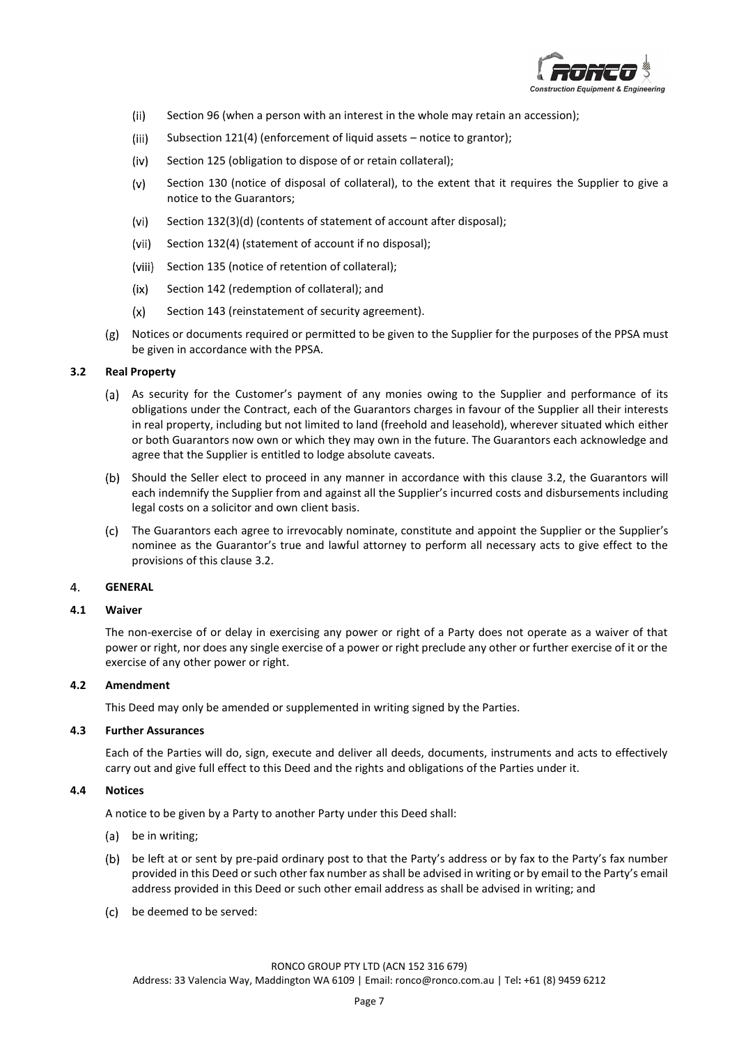(ii) Section 96 (when a person with an interest in the whole may retain an accession);

(iii) Subsection 121(4) (enforcement of liquid assets – notice to grantor);

(iv) Section 125 (obligation to dispose of or retain collateral);

(v) Section 130 (notice of disposal of collateral), to the extent that it requires the Supplier to give a notice to the Guarantors;

(vi) Section 132(3)(d) (contents of statement of account after disposal);

(vii) Section 132(4) (statement of account if no disposal);

(viii) Section 135 (notice of retention of collateral);

(ix) Section 142 (redemption of collateral); and

(x) Section 143 (reinstatement of security agreement).

(g) Notices or documents required or permitted to be given to the Supplier for the purposes of the PPSA must be given in accordance with the PPSA.

**3.2 Real Property**

(a) As security for the Customer's payment of any monies owing to the Supplier and performance of its obligations under the Contract, each of the Guarantors charges in favour of the Supplier all their interests in real property, including but not limited to land (freehold and leasehold), wherever situated which either or both Guarantors now own or which they may own in the future. The Guarantors each acknowledge and agree that the Supplier is entitled to lodge absolute caveats.

(b) Should the Seller elect to proceed in any manner in accordance with this clause 3.2, the Guarantors will each indemnify the Supplier from and against all the Supplier's incurred costs and disbursements including legal costs on a solicitor and own client basis.

(c) The Guarantors each agree to irrevocably nominate, constitute and appoint the Supplier or the Supplier's nominee as the Guarantor's true and lawful attorney to perform all necessary acts to give effect to the provisions of this clause 3.2.

## 4. GENERAL

**4.1 Waiver**

The non-exercise of or delay in exercising any power or right of a Party does not operate as a waiver of that power or right, nor does any single exercise of a power or right preclude any other or further exercise of it or the exercise of any other power or right.

**4.2 Amendment**

This Deed may only be amended or supplemented in writing signed by the Parties.

**4.3 Further Assurances**

Each of the Parties will do, sign, execute and deliver all deeds, documents, instruments and acts to effectively carry out and give full effect to this Deed and the rights and obligations of the Parties under it.

**4.4 Notices**

A notice to be given by a Party to another Party under this Deed shall:

(a) be in writing;

(b) be left at or sent by pre-paid ordinary post to that the Party's address or by fax to the Party's fax number provided in this Deed or such other fax number as shall be advised in writing or by email to the Party's email address provided in this Deed or such other email address as shall be advised in writing; and

(c) be deemed to be served: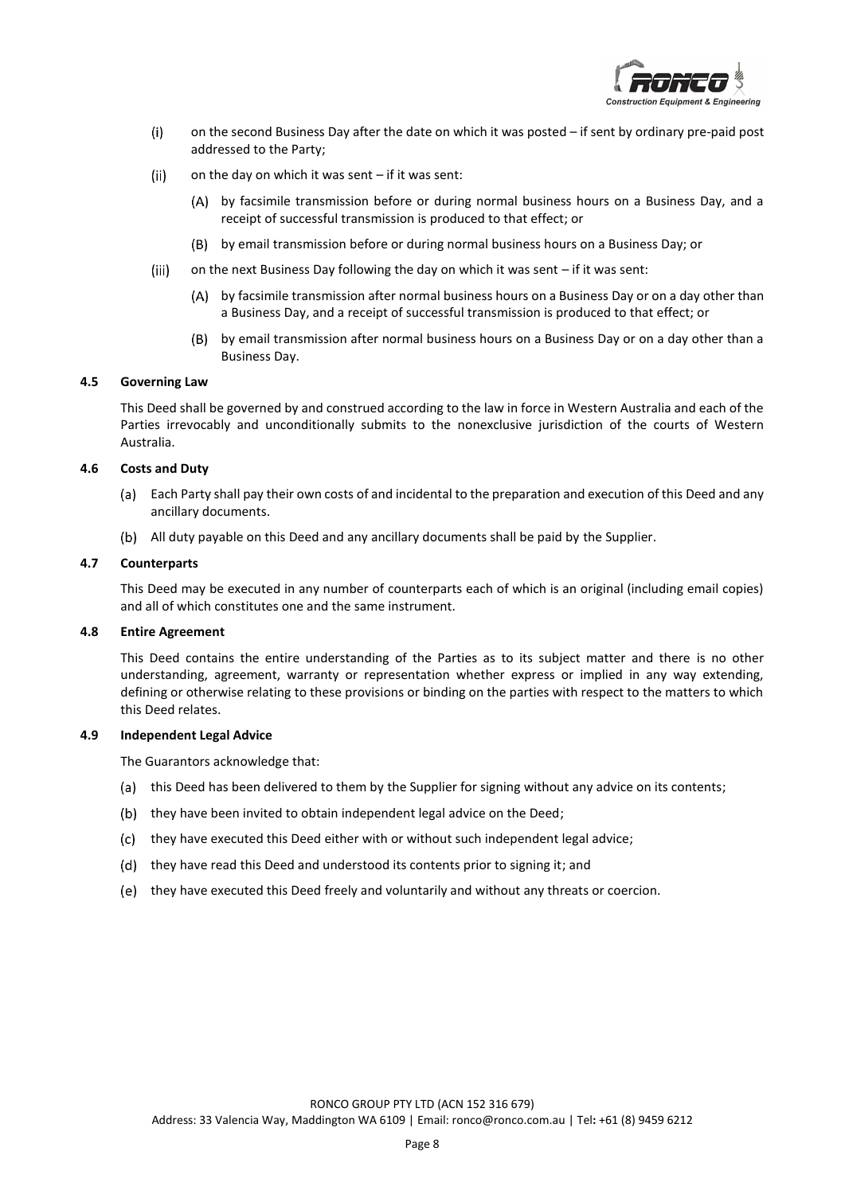(i) on the second Business Day after the date on which it was posted – if sent by ordinary pre-paid post addressed to the Party;

(ii) on the day on which it was sent – if it was sent:

(A) by facsimile transmission before or during normal business hours on a Business Day, and a receipt of successful transmission is produced to that effect; or

(B) by email transmission before or during normal business hours on a Business Day; or

(iii) on the next Business Day following the day on which it was sent – if it was sent:

(A) by facsimile transmission after normal business hours on a Business Day or on a day other than a Business Day, and a receipt of successful transmission is produced to that effect; or

(B) by email transmission after normal business hours on a Business Day or on a day other than a Business Day.

**4.5 Governing Law**

This Deed shall be governed by and construed according to the law in force in Western Australia and each of the Parties irrevocably and unconditionally submits to the nonexclusive jurisdiction of the courts of Western Australia.

**4.6 Costs and Duty**

(a) Each Party shall pay their own costs of and incidental to the preparation and execution of this Deed and any ancillary documents.

(b) All duty payable on this Deed and any ancillary documents shall be paid by the Supplier.

**4.7 Counterparts**

This Deed may be executed in any number of counterparts each of which is an original (including email copies) and all of which constitutes one and the same instrument.

**4.8 Entire Agreement**

This Deed contains the entire understanding of the Parties as to its subject matter and there is no other understanding, agreement, warranty or representation whether express or implied in any way extending, defining or otherwise relating to these provisions or binding on the parties with respect to the matters to which this Deed relates.

**4.9 Independent Legal Advice**

The Guarantors acknowledge that:

(a) this Deed has been delivered to them by the Supplier for signing without any advice on its contents;

(b) they have been invited to obtain independent legal advice on the Deed;

(c) they have executed this Deed either with or without such independent legal advice;

(d) they have read this Deed and understood its contents prior to signing it; and

(e) they have executed this Deed freely and voluntarily and without any threats or coercion.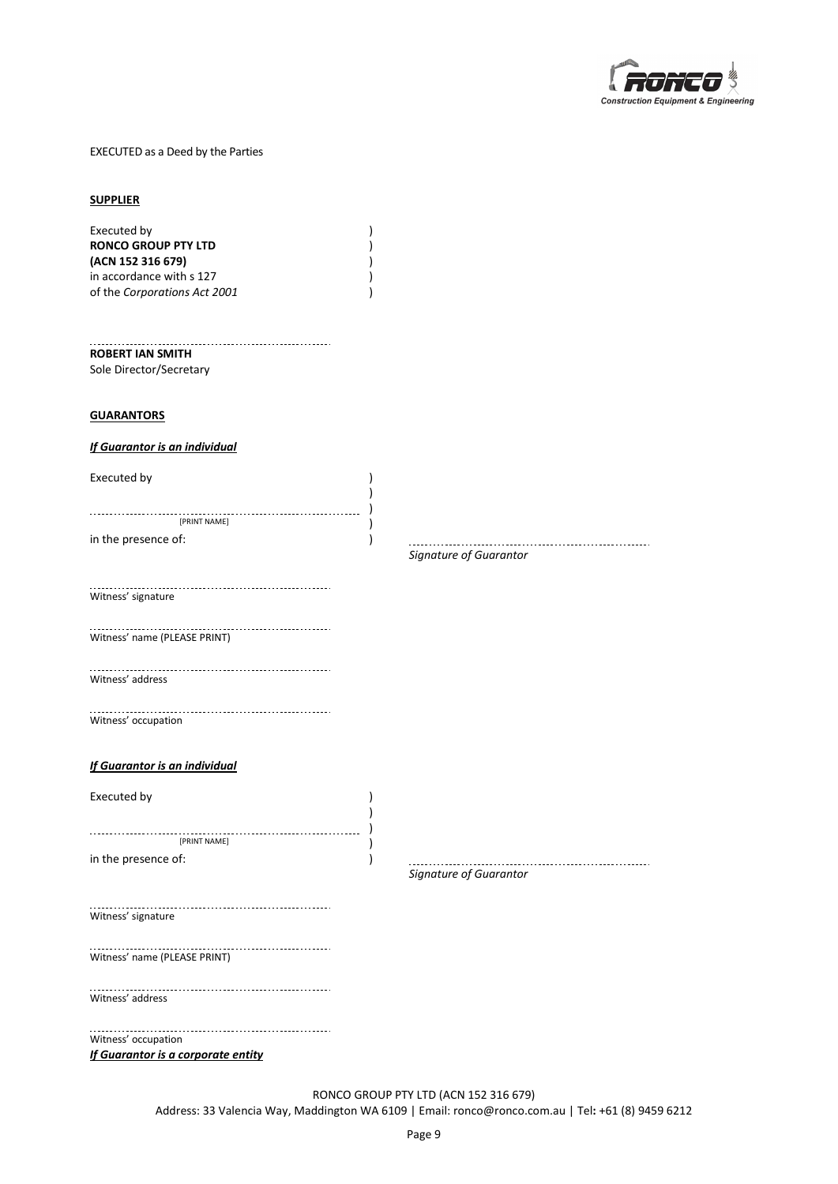EXECUTED as a Deed by the Parties

**SUPPLIER**

Executed by )
**RONCO GROUP PTY LTD** )
**(ACN 152 316 679)** )
in accordance with s 127 )
of the *Corporations Act 2001* )

.................................................................
**ROBERT IAN SMITH**
Sole Director/Secretary

**GUARANTORS**

***If Guarantor is an individual***

Executed by )
)
................................................................. )
[PRINT NAME] )
in the presence of: )

.................................................................
*Signature of Guarantor*

.................................................................
Witness' signature

.................................................................
Witness' name (PLEASE PRINT)

.................................................................
Witness' address

.................................................................
Witness' occupation

***If Guarantor is an individual***

Executed by )
)
................................................................. )
[PRINT NAME] )
in the presence of: )

.................................................................
*Signature of Guarantor*

.................................................................
Witness' signature

.................................................................
Witness' name (PLEASE PRINT)

.................................................................
Witness' address

.................................................................
Witness' occupation

***If Guarantor is a corporate entity***

RONCO GROUP PTY LTD (ACN 152 316 679)
Address: 33 Valencia Way, Maddington WA 6109 | Email: ronco@ronco.com.au | Tel: +61 (8) 9459 6212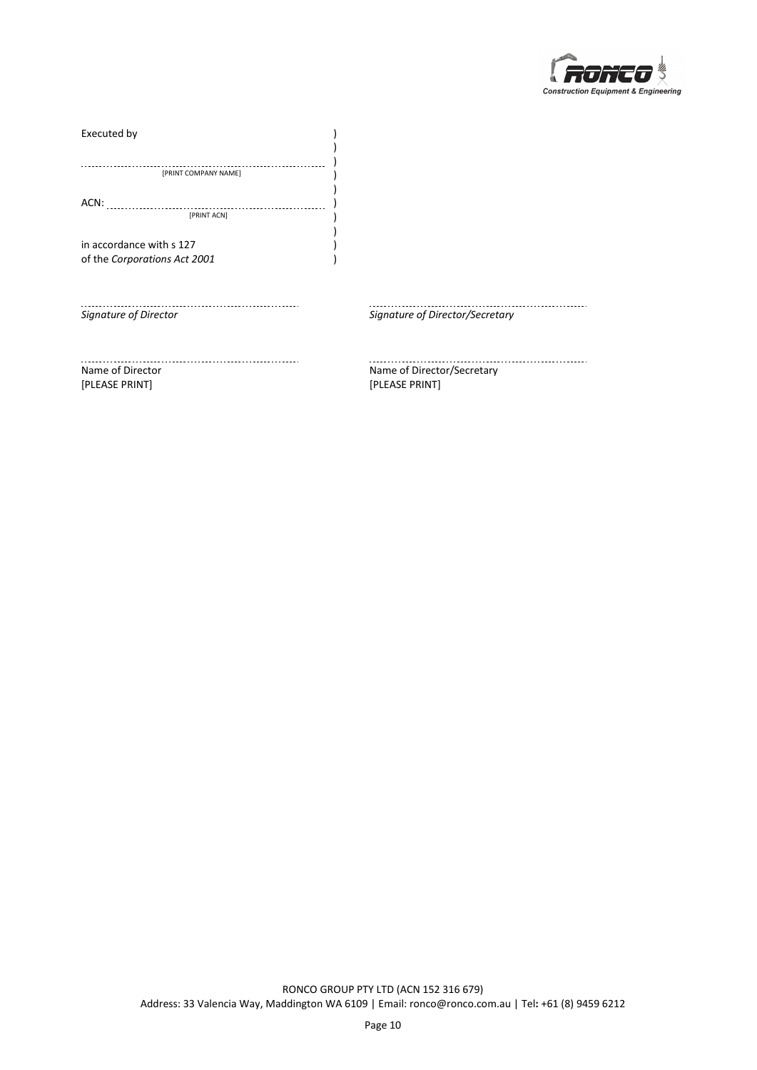Executed by

..............................................................................
[PRINT COMPANY NAME]

ACN: ..............................................................
[PRINT ACN]

in accordance with s 127
of the *Corporations Act 2001*

..............................................................................
*Signature of Director*

..............................................................................
*Signature of Director/Secretary*

..............................................................................
Name of Director
[PLEASE PRINT]

..............................................................................
Name of Director/Secretary
[PLEASE PRINT]

RONCO GROUP PTY LTD (ACN 152 316 679)
Address: 33 Valencia Way, Maddington WA 6109 | Email: ronco@ronco.com.au | Tel: +61 (8) 9459 6212